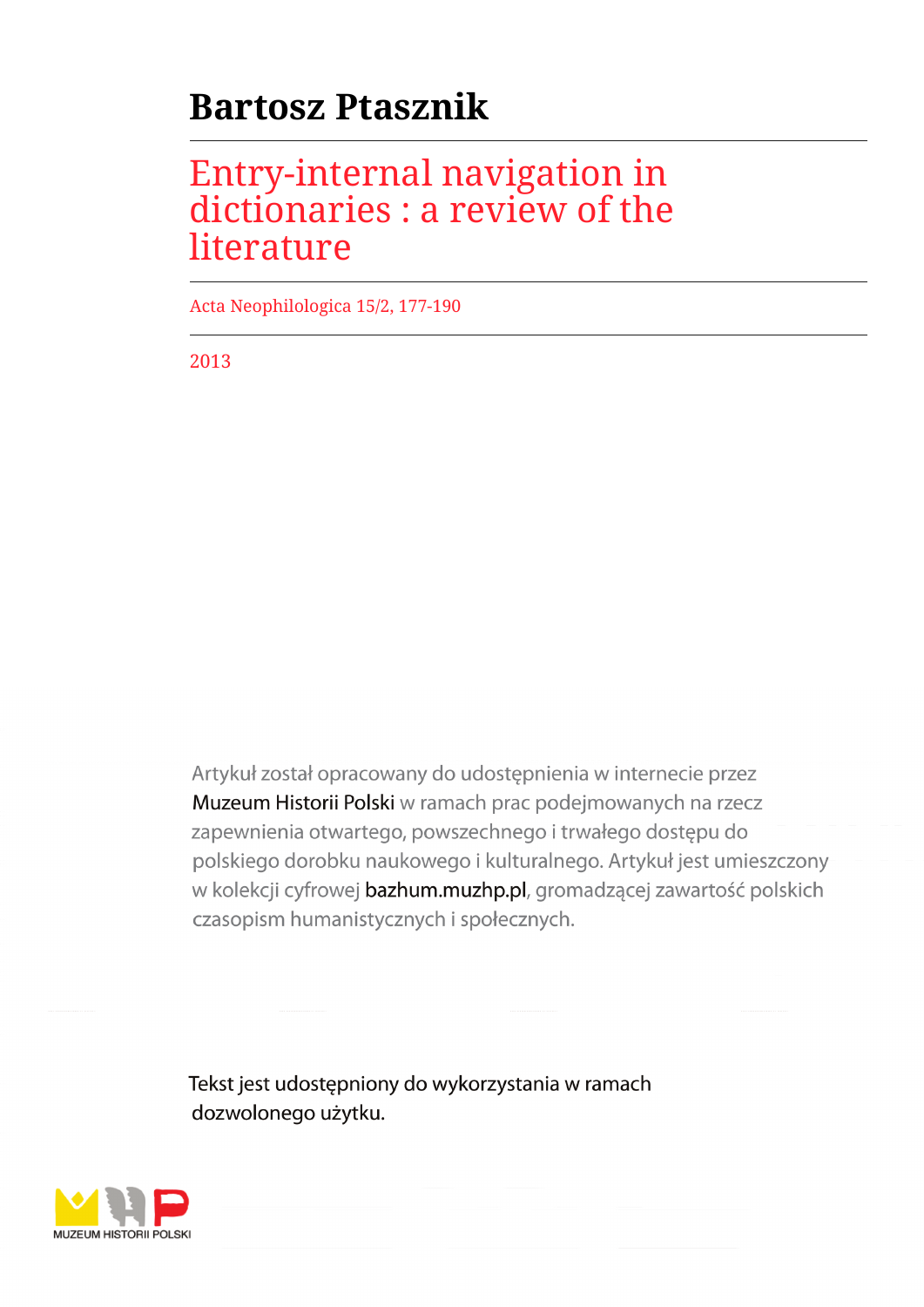# Bartosz Ptasznik

## Entry-internal navigation in dictionaries : a review of the literature

Acta Neophilologica 15/2, 177-190

2013

Artykuł został opracowany do udostępnienia w internecie przez Muzeum Historii Polski w ramach prac podejmowanych na rzecz zapewnienia otwartego, powszechnego i trwałego dostępu do polskiego dorobku naukowego i kulturalnego. Artykuł jest umieszczony w kolekcji cyfrowej bazhum.muzhp.pl, gromadzącej zawartość polskich czasopism humanistycznych i społecznych.

Tekst jest udostępniony do wykorzystania w ramach dozwolonego użytku.

MUZEUM HISTORII POLSKI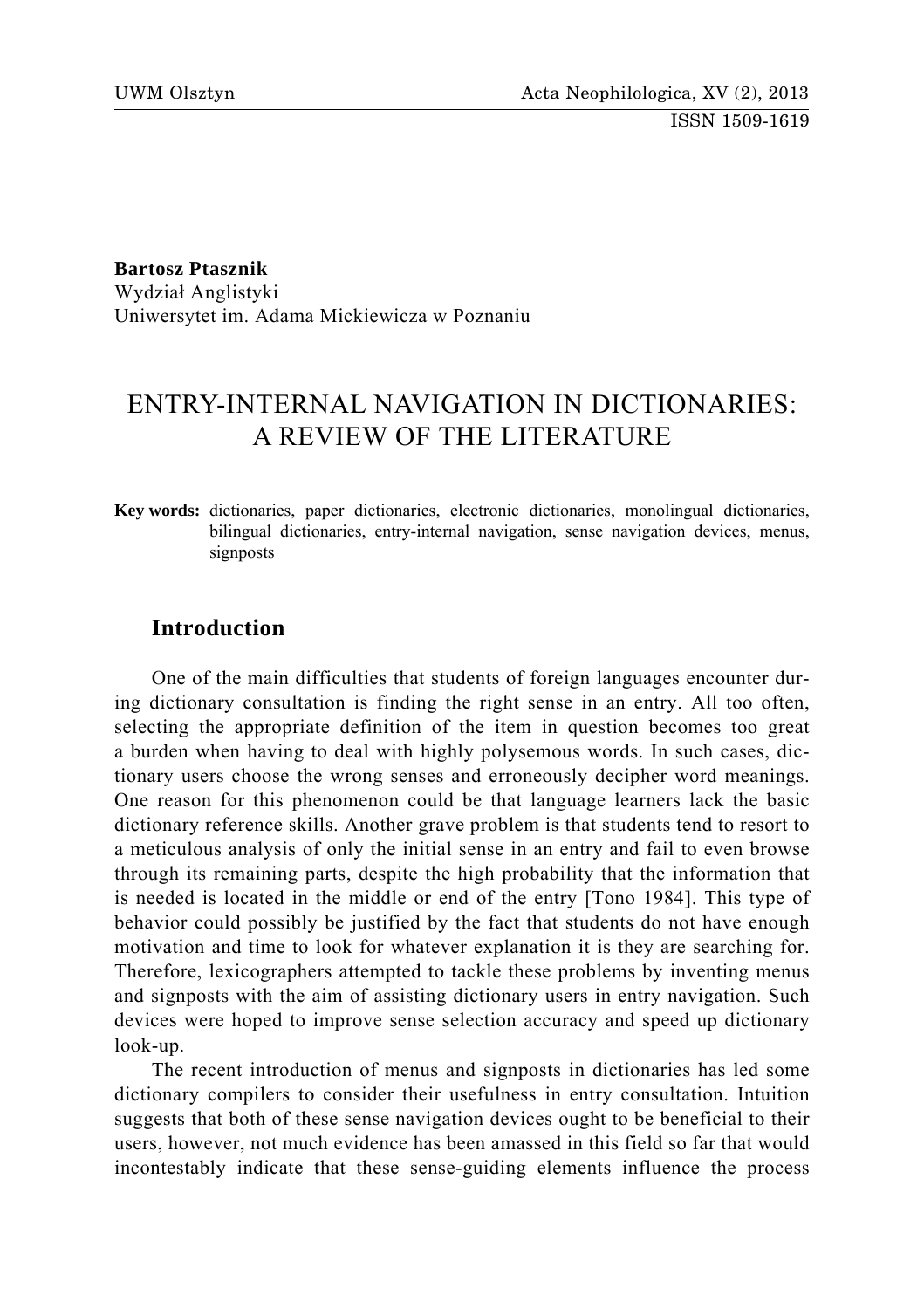**Bartosz Ptasznik**
Wydział Anglistyki
Uniwersytet im. Adama Mickiewicza w Poznaniu

# ENTRY-INTERNAL NAVIGATION IN DICTIONARIES: A REVIEW OF THE LITERATURE

**Key words:** dictionaries, paper dictionaries, electronic dictionaries, monolingual dictionaries, bilingual dictionaries, entry-internal navigation, sense navigation devices, menus, signposts

## Introduction

One of the main difficulties that students of foreign languages encounter during dictionary consultation is finding the right sense in an entry. All too often, selecting the appropriate definition of the item in question becomes too great a burden when having to deal with highly polysemous words. In such cases, dictionary users choose the wrong senses and erroneously decipher word meanings. One reason for this phenomenon could be that language learners lack the basic dictionary reference skills. Another grave problem is that students tend to resort to a meticulous analysis of only the initial sense in an entry and fail to even browse through its remaining parts, despite the high probability that the information that is needed is located in the middle or end of the entry [Tono 1984]. This type of behavior could possibly be justified by the fact that students do not have enough motivation and time to look for whatever explanation it is they are searching for. Therefore, lexicographers attempted to tackle these problems by inventing menus and signposts with the aim of assisting dictionary users in entry navigation. Such devices were hoped to improve sense selection accuracy and speed up dictionary look-up.

The recent introduction of menus and signposts in dictionaries has led some dictionary compilers to consider their usefulness in entry consultation. Intuition suggests that both of these sense navigation devices ought to be beneficial to their users, however, not much evidence has been amassed in this field so far that would incontestably indicate that these sense-guiding elements influence the process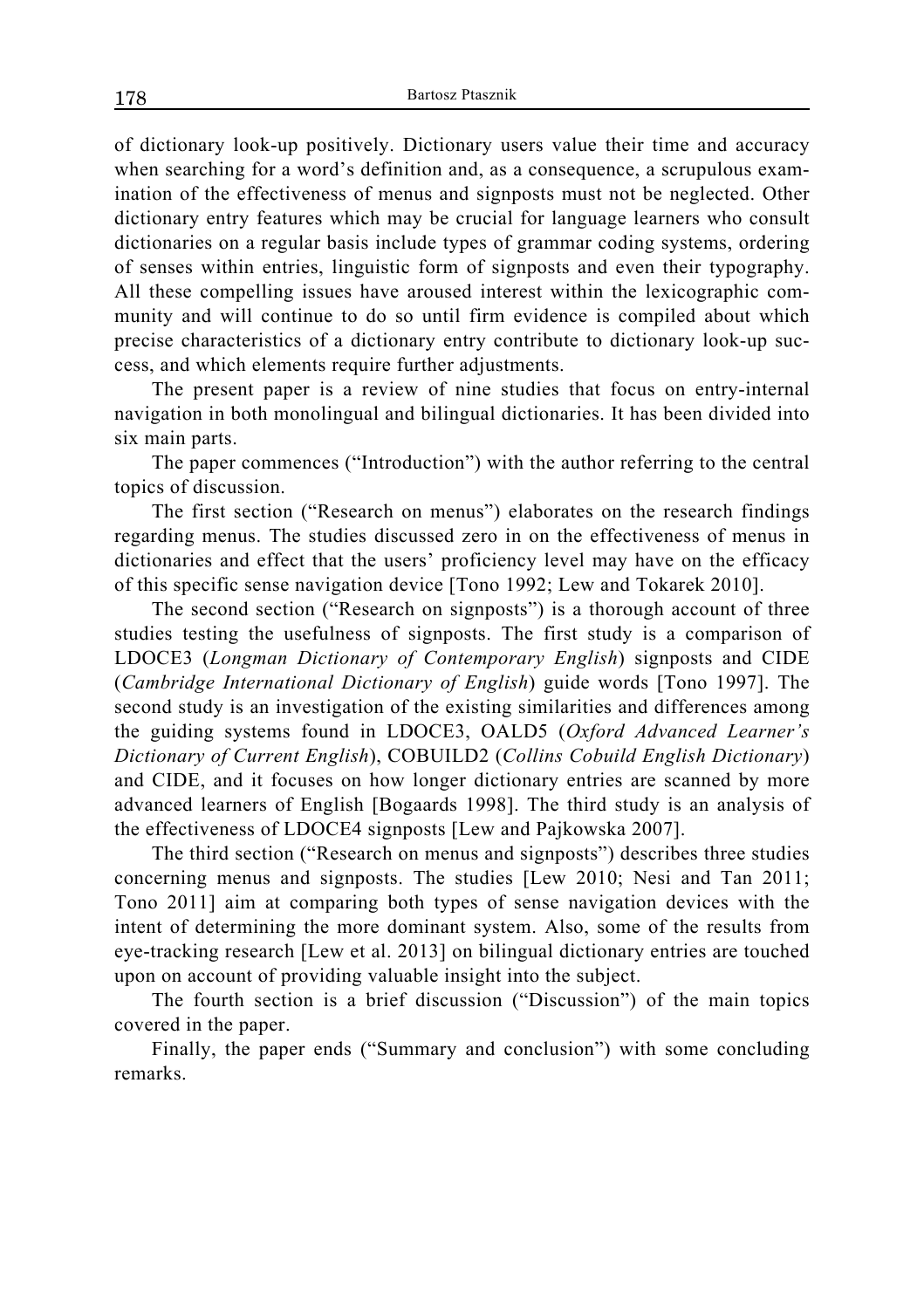of dictionary look-up positively. Dictionary users value their time and accuracy when searching for a word's definition and, as a consequence, a scrupulous examination of the effectiveness of menus and signposts must not be neglected. Other dictionary entry features which may be crucial for language learners who consult dictionaries on a regular basis include types of grammar coding systems, ordering of senses within entries, linguistic form of signposts and even their typography. All these compelling issues have aroused interest within the lexicographic community and will continue to do so until firm evidence is compiled about which precise characteristics of a dictionary entry contribute to dictionary look-up success, and which elements require further adjustments.

The present paper is a review of nine studies that focus on entry-internal navigation in both monolingual and bilingual dictionaries. It has been divided into six main parts.

The paper commences ("Introduction") with the author referring to the central topics of discussion.

The first section ("Research on menus") elaborates on the research findings regarding menus. The studies discussed zero in on the effectiveness of menus in dictionaries and effect that the users' proficiency level may have on the efficacy of this specific sense navigation device [Tono 1992; Lew and Tokarek 2010].

The second section ("Research on signposts") is a thorough account of three studies testing the usefulness of signposts. The first study is a comparison of LDOCE3 (*Longman Dictionary of Contemporary English*) signposts and CIDE (*Cambridge International Dictionary of English*) guide words [Tono 1997]. The second study is an investigation of the existing similarities and differences among the guiding systems found in LDOCE3, OALD5 (*Oxford Advanced Learner's Dictionary of Current English*), COBUILD2 (*Collins Cobuild English Dictionary*) and CIDE, and it focuses on how longer dictionary entries are scanned by more advanced learners of English [Bogaards 1998]. The third study is an analysis of the effectiveness of LDOCE4 signposts [Lew and Pajkowska 2007].

The third section ("Research on menus and signposts") describes three studies concerning menus and signposts. The studies [Lew 2010; Nesi and Tan 2011; Tono 2011] aim at comparing both types of sense navigation devices with the intent of determining the more dominant system. Also, some of the results from eye-tracking research [Lew et al. 2013] on bilingual dictionary entries are touched upon on account of providing valuable insight into the subject.

The fourth section is a brief discussion ("Discussion") of the main topics covered in the paper.

Finally, the paper ends ("Summary and conclusion") with some concluding remarks.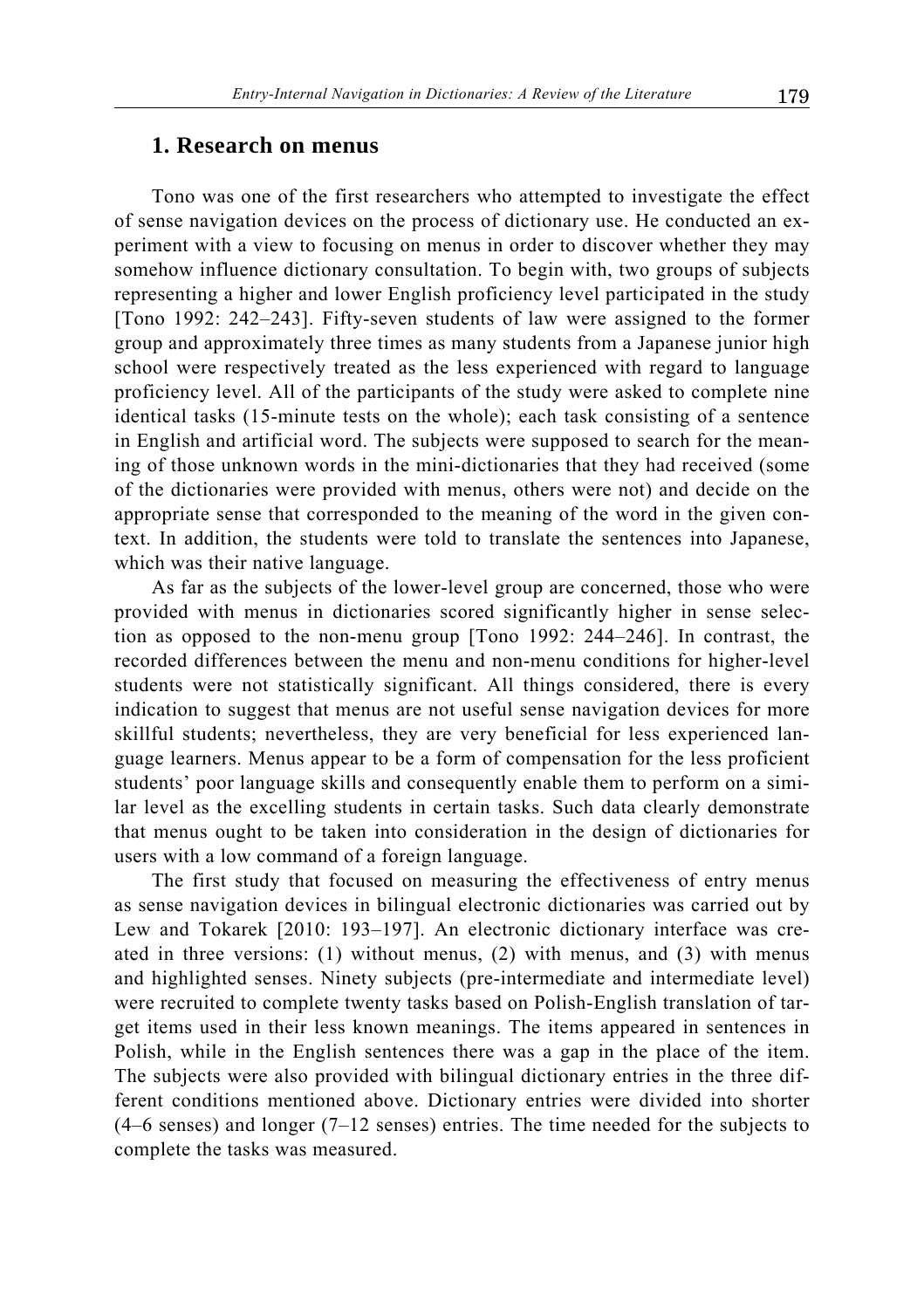## 1. Research on menus

Tono was one of the first researchers who attempted to investigate the effect of sense navigation devices on the process of dictionary use. He conducted an experiment with a view to focusing on menus in order to discover whether they may somehow influence dictionary consultation. To begin with, two groups of subjects representing a higher and lower English proficiency level participated in the study [Tono 1992: 242–243]. Fifty-seven students of law were assigned to the former group and approximately three times as many students from a Japanese junior high school were respectively treated as the less experienced with regard to language proficiency level. All of the participants of the study were asked to complete nine identical tasks (15-minute tests on the whole); each task consisting of a sentence in English and artificial word. The subjects were supposed to search for the meaning of those unknown words in the mini-dictionaries that they had received (some of the dictionaries were provided with menus, others were not) and decide on the appropriate sense that corresponded to the meaning of the word in the given context. In addition, the students were told to translate the sentences into Japanese, which was their native language.

As far as the subjects of the lower-level group are concerned, those who were provided with menus in dictionaries scored significantly higher in sense selection as opposed to the non-menu group [Tono 1992: 244–246]. In contrast, the recorded differences between the menu and non-menu conditions for higher-level students were not statistically significant. All things considered, there is every indication to suggest that menus are not useful sense navigation devices for more skillful students; nevertheless, they are very beneficial for less experienced language learners. Menus appear to be a form of compensation for the less proficient students' poor language skills and consequently enable them to perform on a similar level as the excelling students in certain tasks. Such data clearly demonstrate that menus ought to be taken into consideration in the design of dictionaries for users with a low command of a foreign language.

The first study that focused on measuring the effectiveness of entry menus as sense navigation devices in bilingual electronic dictionaries was carried out by Lew and Tokarek [2010: 193–197]. An electronic dictionary interface was created in three versions: (1) without menus, (2) with menus, and (3) with menus and highlighted senses. Ninety subjects (pre-intermediate and intermediate level) were recruited to complete twenty tasks based on Polish-English translation of target items used in their less known meanings. The items appeared in sentences in Polish, while in the English sentences there was a gap in the place of the item. The subjects were also provided with bilingual dictionary entries in the three different conditions mentioned above. Dictionary entries were divided into shorter (4–6 senses) and longer (7–12 senses) entries. The time needed for the subjects to complete the tasks was measured.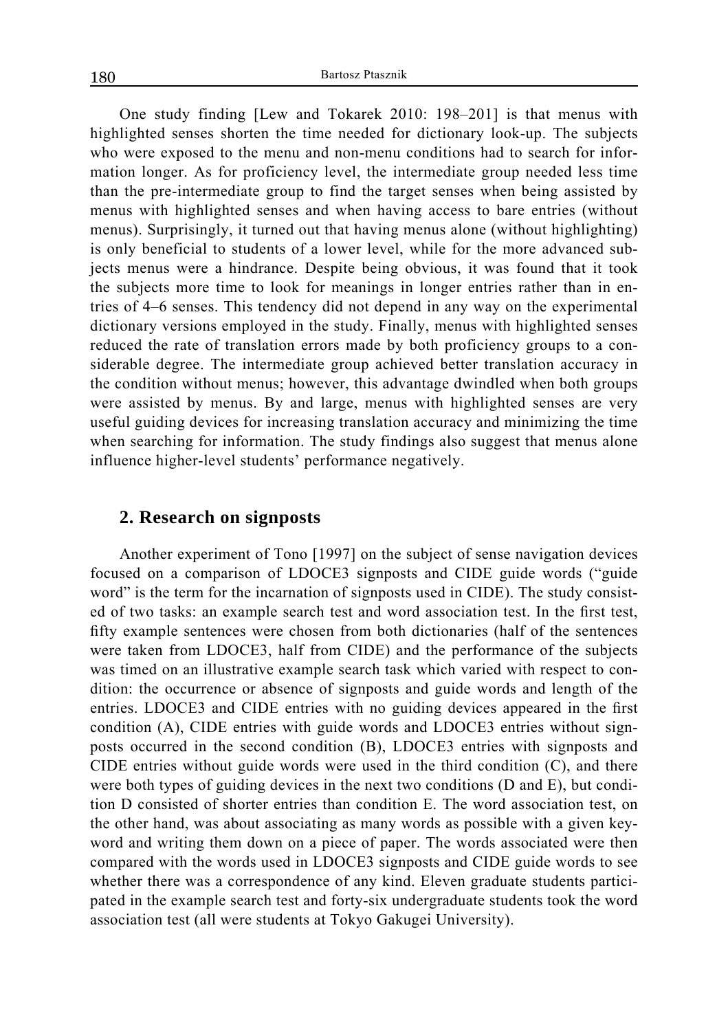One study finding [Lew and Tokarek 2010: 198–201] is that menus with highlighted senses shorten the time needed for dictionary look-up. The subjects who were exposed to the menu and non-menu conditions had to search for information longer. As for proficiency level, the intermediate group needed less time than the pre-intermediate group to find the target senses when being assisted by menus with highlighted senses and when having access to bare entries (without menus). Surprisingly, it turned out that having menus alone (without highlighting) is only beneficial to students of a lower level, while for the more advanced subjects menus were a hindrance. Despite being obvious, it was found that it took the subjects more time to look for meanings in longer entries rather than in entries of 4–6 senses. This tendency did not depend in any way on the experimental dictionary versions employed in the study. Finally, menus with highlighted senses reduced the rate of translation errors made by both proficiency groups to a considerable degree. The intermediate group achieved better translation accuracy in the condition without menus; however, this advantage dwindled when both groups were assisted by menus. By and large, menus with highlighted senses are very useful guiding devices for increasing translation accuracy and minimizing the time when searching for information. The study findings also suggest that menus alone influence higher-level students' performance negatively.

## 2. Research on signposts

Another experiment of Tono [1997] on the subject of sense navigation devices focused on a comparison of LDOCE3 signposts and CIDE guide words ("guide word" is the term for the incarnation of signposts used in CIDE). The study consisted of two tasks: an example search test and word association test. In the first test, fifty example sentences were chosen from both dictionaries (half of the sentences were taken from LDOCE3, half from CIDE) and the performance of the subjects was timed on an illustrative example search task which varied with respect to condition: the occurrence or absence of signposts and guide words and length of the entries. LDOCE3 and CIDE entries with no guiding devices appeared in the first condition (A), CIDE entries with guide words and LDOCE3 entries without signposts occurred in the second condition (B), LDOCE3 entries with signposts and CIDE entries without guide words were used in the third condition (C), and there were both types of guiding devices in the next two conditions (D and E), but condition D consisted of shorter entries than condition E. The word association test, on the other hand, was about associating as many words as possible with a given keyword and writing them down on a piece of paper. The words associated were then compared with the words used in LDOCE3 signposts and CIDE guide words to see whether there was a correspondence of any kind. Eleven graduate students participated in the example search test and forty-six undergraduate students took the word association test (all were students at Tokyo Gakugei University).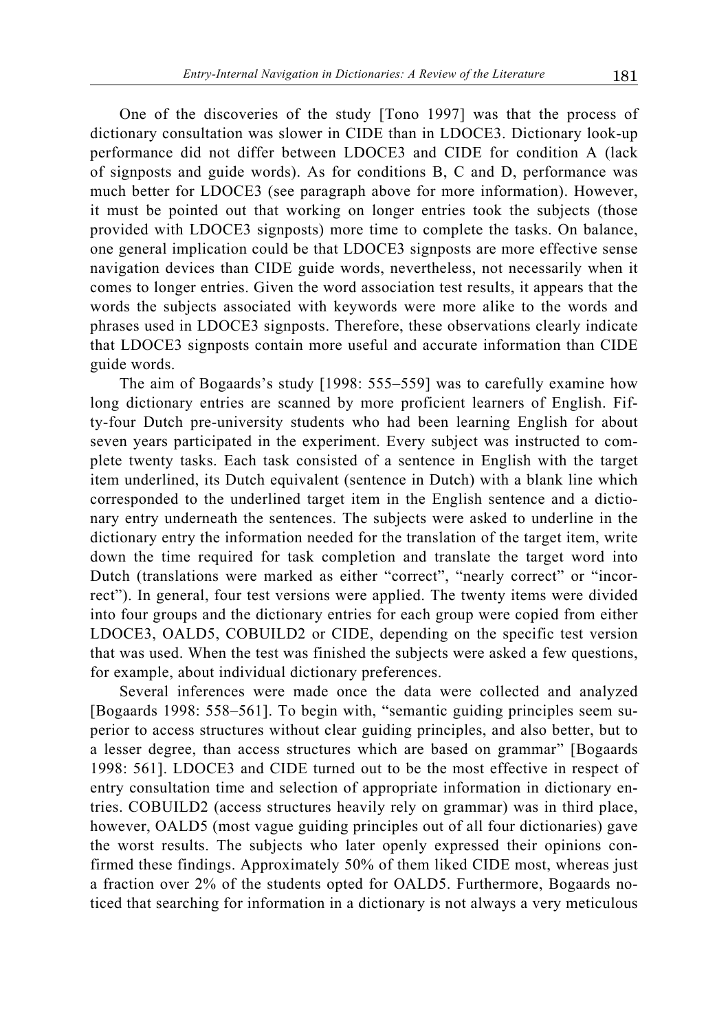One of the discoveries of the study [Tono 1997] was that the process of dictionary consultation was slower in CIDE than in LDOCE3. Dictionary look-up performance did not differ between LDOCE3 and CIDE for condition A (lack of signposts and guide words). As for conditions B, C and D, performance was much better for LDOCE3 (see paragraph above for more information). However, it must be pointed out that working on longer entries took the subjects (those provided with LDOCE3 signposts) more time to complete the tasks. On balance, one general implication could be that LDOCE3 signposts are more effective sense navigation devices than CIDE guide words, nevertheless, not necessarily when it comes to longer entries. Given the word association test results, it appears that the words the subjects associated with keywords were more alike to the words and phrases used in LDOCE3 signposts. Therefore, these observations clearly indicate that LDOCE3 signposts contain more useful and accurate information than CIDE guide words.

The aim of Bogaards's study [1998: 555–559] was to carefully examine how long dictionary entries are scanned by more proficient learners of English. Fifty-four Dutch pre-university students who had been learning English for about seven years participated in the experiment. Every subject was instructed to complete twenty tasks. Each task consisted of a sentence in English with the target item underlined, its Dutch equivalent (sentence in Dutch) with a blank line which corresponded to the underlined target item in the English sentence and a dictionary entry underneath the sentences. The subjects were asked to underline in the dictionary entry the information needed for the translation of the target item, write down the time required for task completion and translate the target word into Dutch (translations were marked as either "correct", "nearly correct" or "incorrect"). In general, four test versions were applied. The twenty items were divided into four groups and the dictionary entries for each group were copied from either LDOCE3, OALD5, COBUILD2 or CIDE, depending on the specific test version that was used. When the test was finished the subjects were asked a few questions, for example, about individual dictionary preferences.

Several inferences were made once the data were collected and analyzed [Bogaards 1998: 558–561]. To begin with, "semantic guiding principles seem superior to access structures without clear guiding principles, and also better, but to a lesser degree, than access structures which are based on grammar" [Bogaards 1998: 561]. LDOCE3 and CIDE turned out to be the most effective in respect of entry consultation time and selection of appropriate information in dictionary entries. COBUILD2 (access structures heavily rely on grammar) was in third place, however, OALD5 (most vague guiding principles out of all four dictionaries) gave the worst results. The subjects who later openly expressed their opinions confirmed these findings. Approximately 50% of them liked CIDE most, whereas just a fraction over 2% of the students opted for OALD5. Furthermore, Bogaards noticed that searching for information in a dictionary is not always a very meticulous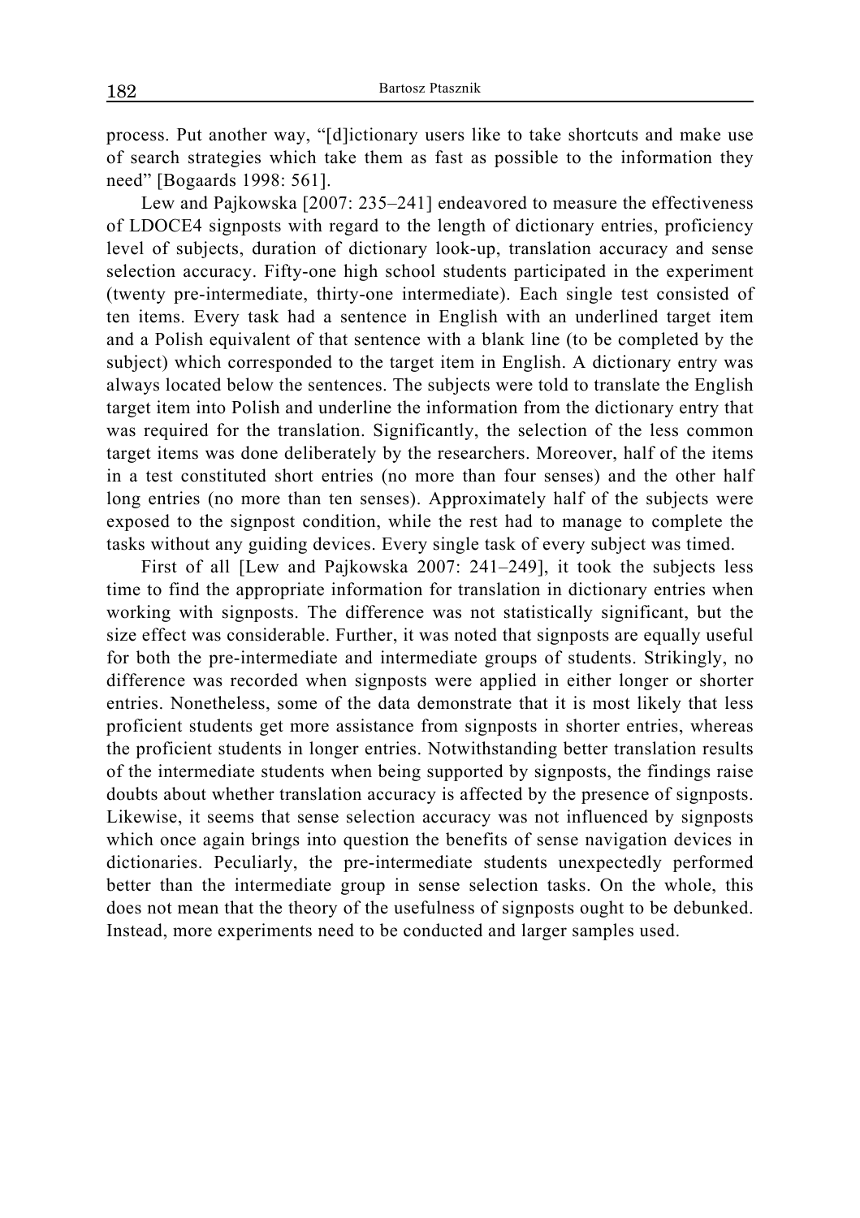process. Put another way, "[d]ictionary users like to take shortcuts and make use of search strategies which take them as fast as possible to the information they need" [Bogaards 1998: 561].

Lew and Pajkowska [2007: 235–241] endeavored to measure the effectiveness of LDOCE4 signposts with regard to the length of dictionary entries, proficiency level of subjects, duration of dictionary look-up, translation accuracy and sense selection accuracy. Fifty-one high school students participated in the experiment (twenty pre-intermediate, thirty-one intermediate). Each single test consisted of ten items. Every task had a sentence in English with an underlined target item and a Polish equivalent of that sentence with a blank line (to be completed by the subject) which corresponded to the target item in English. A dictionary entry was always located below the sentences. The subjects were told to translate the English target item into Polish and underline the information from the dictionary entry that was required for the translation. Significantly, the selection of the less common target items was done deliberately by the researchers. Moreover, half of the items in a test constituted short entries (no more than four senses) and the other half long entries (no more than ten senses). Approximately half of the subjects were exposed to the signpost condition, while the rest had to manage to complete the tasks without any guiding devices. Every single task of every subject was timed.

First of all [Lew and Pajkowska 2007: 241–249], it took the subjects less time to find the appropriate information for translation in dictionary entries when working with signposts. The difference was not statistically significant, but the size effect was considerable. Further, it was noted that signposts are equally useful for both the pre-intermediate and intermediate groups of students. Strikingly, no difference was recorded when signposts were applied in either longer or shorter entries. Nonetheless, some of the data demonstrate that it is most likely that less proficient students get more assistance from signposts in shorter entries, whereas the proficient students in longer entries. Notwithstanding better translation results of the intermediate students when being supported by signposts, the findings raise doubts about whether translation accuracy is affected by the presence of signposts. Likewise, it seems that sense selection accuracy was not influenced by signposts which once again brings into question the benefits of sense navigation devices in dictionaries. Peculiarly, the pre-intermediate students unexpectedly performed better than the intermediate group in sense selection tasks. On the whole, this does not mean that the theory of the usefulness of signposts ought to be debunked. Instead, more experiments need to be conducted and larger samples used.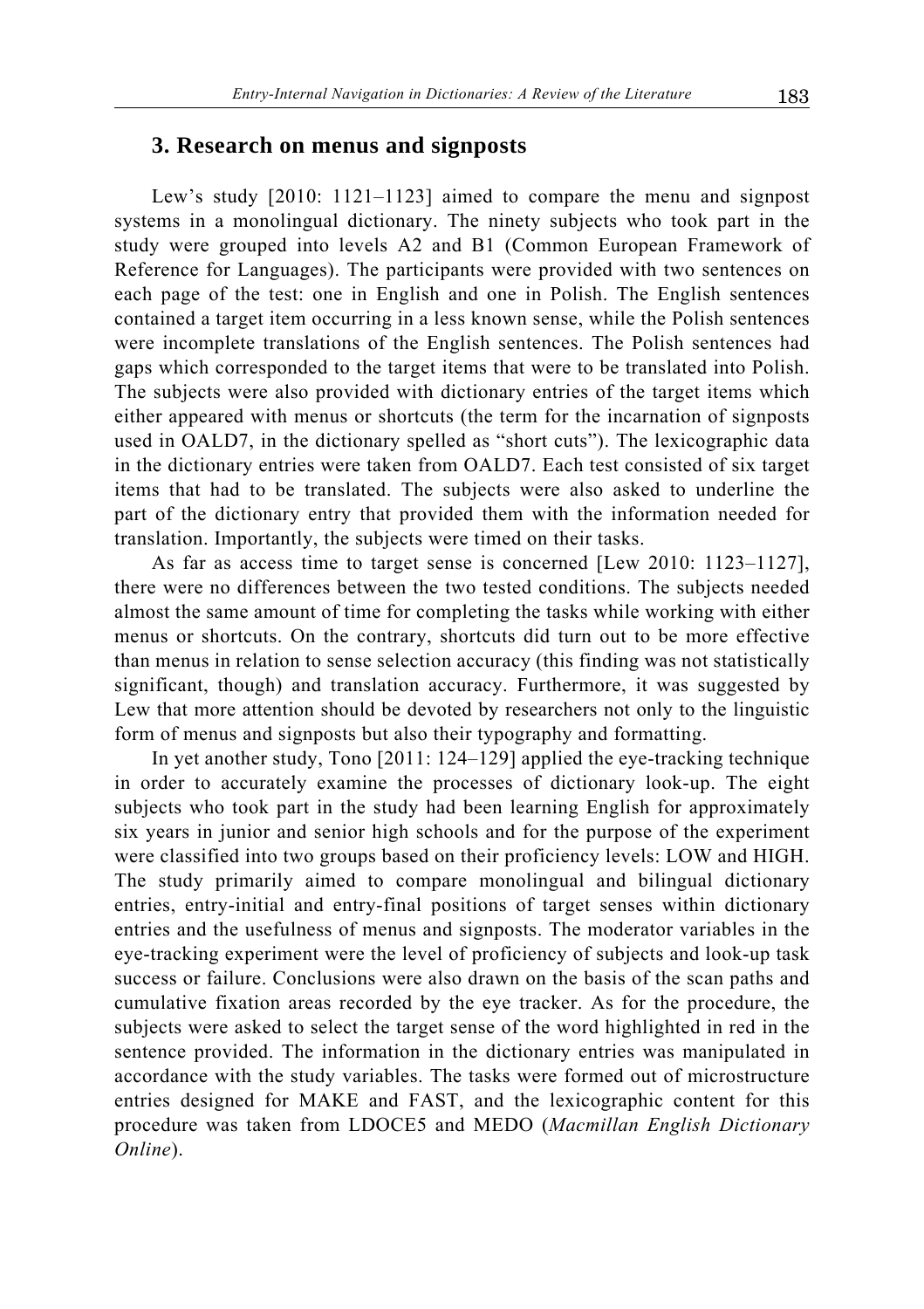## 3. Research on menus and signposts

Lew's study [2010: 1121–1123] aimed to compare the menu and signpost systems in a monolingual dictionary. The ninety subjects who took part in the study were grouped into levels A2 and B1 (Common European Framework of Reference for Languages). The participants were provided with two sentences on each page of the test: one in English and one in Polish. The English sentences contained a target item occurring in a less known sense, while the Polish sentences were incomplete translations of the English sentences. The Polish sentences had gaps which corresponded to the target items that were to be translated into Polish. The subjects were also provided with dictionary entries of the target items which either appeared with menus or shortcuts (the term for the incarnation of signposts used in OALD7, in the dictionary spelled as "short cuts"). The lexicographic data in the dictionary entries were taken from OALD7. Each test consisted of six target items that had to be translated. The subjects were also asked to underline the part of the dictionary entry that provided them with the information needed for translation. Importantly, the subjects were timed on their tasks.

As far as access time to target sense is concerned [Lew 2010: 1123–1127], there were no differences between the two tested conditions. The subjects needed almost the same amount of time for completing the tasks while working with either menus or shortcuts. On the contrary, shortcuts did turn out to be more effective than menus in relation to sense selection accuracy (this finding was not statistically significant, though) and translation accuracy. Furthermore, it was suggested by Lew that more attention should be devoted by researchers not only to the linguistic form of menus and signposts but also their typography and formatting.

In yet another study, Tono [2011: 124–129] applied the eye-tracking technique in order to accurately examine the processes of dictionary look-up. The eight subjects who took part in the study had been learning English for approximately six years in junior and senior high schools and for the purpose of the experiment were classified into two groups based on their proficiency levels: LOW and HIGH. The study primarily aimed to compare monolingual and bilingual dictionary entries, entry-initial and entry-final positions of target senses within dictionary entries and the usefulness of menus and signposts. The moderator variables in the eye-tracking experiment were the level of proficiency of subjects and look-up task success or failure. Conclusions were also drawn on the basis of the scan paths and cumulative fixation areas recorded by the eye tracker. As for the procedure, the subjects were asked to select the target sense of the word highlighted in red in the sentence provided. The information in the dictionary entries was manipulated in accordance with the study variables. The tasks were formed out of microstructure entries designed for MAKE and FAST, and the lexicographic content for this procedure was taken from LDOCE5 and MEDO (*Macmillan English Dictionary Online*).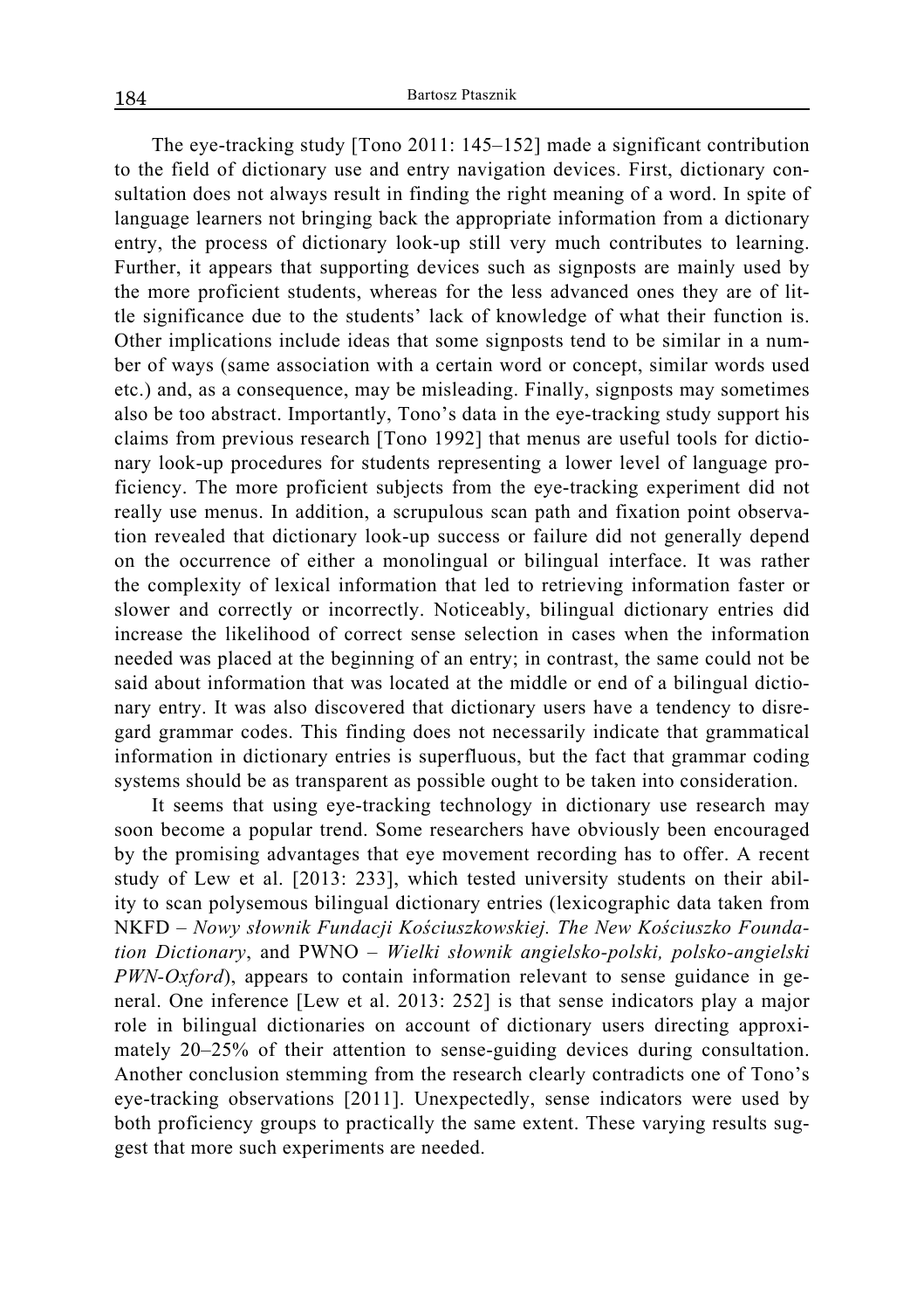The eye-tracking study [Tono 2011: 145–152] made a significant contribution to the field of dictionary use and entry navigation devices. First, dictionary consultation does not always result in finding the right meaning of a word. In spite of language learners not bringing back the appropriate information from a dictionary entry, the process of dictionary look-up still very much contributes to learning. Further, it appears that supporting devices such as signposts are mainly used by the more proficient students, whereas for the less advanced ones they are of little significance due to the students' lack of knowledge of what their function is. Other implications include ideas that some signposts tend to be similar in a number of ways (same association with a certain word or concept, similar words used etc.) and, as a consequence, may be misleading. Finally, signposts may sometimes also be too abstract. Importantly, Tono's data in the eye-tracking study support his claims from previous research [Tono 1992] that menus are useful tools for dictionary look-up procedures for students representing a lower level of language proficiency. The more proficient subjects from the eye-tracking experiment did not really use menus. In addition, a scrupulous scan path and fixation point observation revealed that dictionary look-up success or failure did not generally depend on the occurrence of either a monolingual or bilingual interface. It was rather the complexity of lexical information that led to retrieving information faster or slower and correctly or incorrectly. Noticeably, bilingual dictionary entries did increase the likelihood of correct sense selection in cases when the information needed was placed at the beginning of an entry; in contrast, the same could not be said about information that was located at the middle or end of a bilingual dictionary entry. It was also discovered that dictionary users have a tendency to disregard grammar codes. This finding does not necessarily indicate that grammatical information in dictionary entries is superfluous, but the fact that grammar coding systems should be as transparent as possible ought to be taken into consideration.

It seems that using eye-tracking technology in dictionary use research may soon become a popular trend. Some researchers have obviously been encouraged by the promising advantages that eye movement recording has to offer. A recent study of Lew et al. [2013: 233], which tested university students on their ability to scan polysemous bilingual dictionary entries (lexicographic data taken from NKFD – *Nowy słownik Fundacji Kościuszkowskiej. The New Kościuszko Foundation Dictionary*, and PWNO – *Wielki słownik angielsko-polski, polsko-angielski PWN-Oxford*), appears to contain information relevant to sense guidance in general. One inference [Lew et al. 2013: 252] is that sense indicators play a major role in bilingual dictionaries on account of dictionary users directing approximately 20–25% of their attention to sense-guiding devices during consultation. Another conclusion stemming from the research clearly contradicts one of Tono's eye-tracking observations [2011]. Unexpectedly, sense indicators were used by both proficiency groups to practically the same extent. These varying results suggest that more such experiments are needed.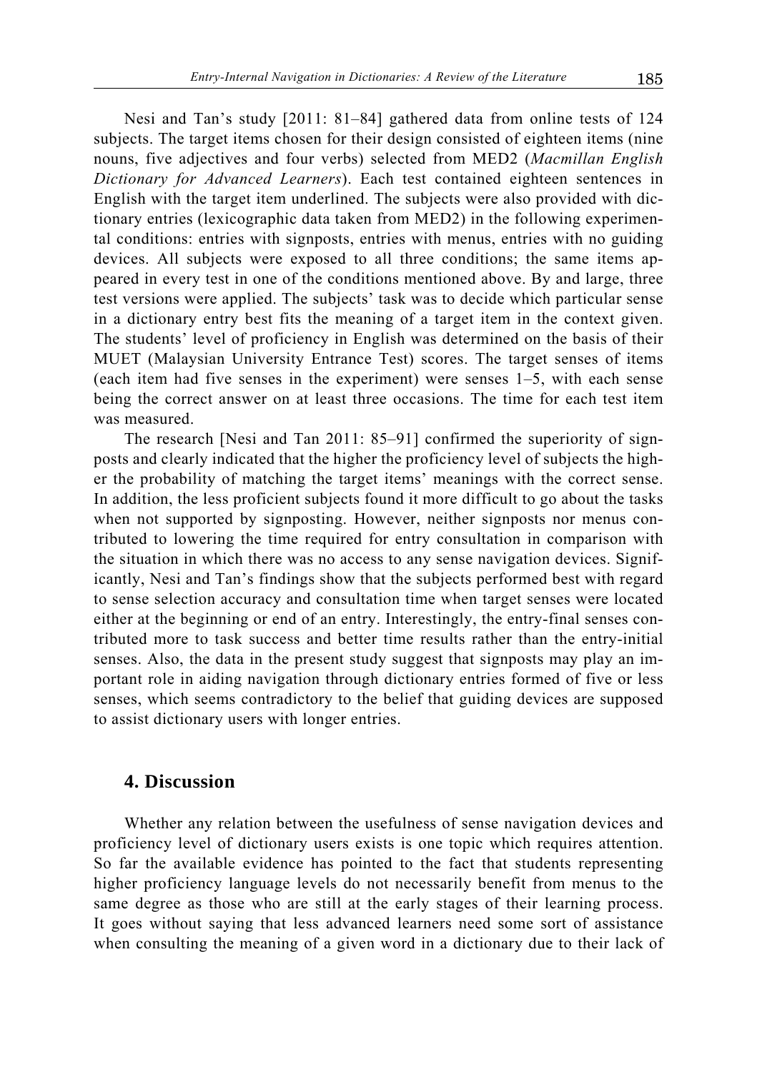Nesi and Tan's study [2011: 81–84] gathered data from online tests of 124 subjects. The target items chosen for their design consisted of eighteen items (nine nouns, five adjectives and four verbs) selected from MED2 (*Macmillan English Dictionary for Advanced Learners*). Each test contained eighteen sentences in English with the target item underlined. The subjects were also provided with dictionary entries (lexicographic data taken from MED2) in the following experimental conditions: entries with signposts, entries with menus, entries with no guiding devices. All subjects were exposed to all three conditions; the same items appeared in every test in one of the conditions mentioned above. By and large, three test versions were applied. The subjects' task was to decide which particular sense in a dictionary entry best fits the meaning of a target item in the context given. The students' level of proficiency in English was determined on the basis of their MUET (Malaysian University Entrance Test) scores. The target senses of items (each item had five senses in the experiment) were senses 1–5, with each sense being the correct answer on at least three occasions. The time for each test item was measured.

The research [Nesi and Tan 2011: 85–91] confirmed the superiority of signposts and clearly indicated that the higher the proficiency level of subjects the higher the probability of matching the target items' meanings with the correct sense. In addition, the less proficient subjects found it more difficult to go about the tasks when not supported by signposting. However, neither signposts nor menus contributed to lowering the time required for entry consultation in comparison with the situation in which there was no access to any sense navigation devices. Significantly, Nesi and Tan's findings show that the subjects performed best with regard to sense selection accuracy and consultation time when target senses were located either at the beginning or end of an entry. Interestingly, the entry-final senses contributed more to task success and better time results rather than the entry-initial senses. Also, the data in the present study suggest that signposts may play an important role in aiding navigation through dictionary entries formed of five or less senses, which seems contradictory to the belief that guiding devices are supposed to assist dictionary users with longer entries.

## 4. Discussion

Whether any relation between the usefulness of sense navigation devices and proficiency level of dictionary users exists is one topic which requires attention. So far the available evidence has pointed to the fact that students representing higher proficiency language levels do not necessarily benefit from menus to the same degree as those who are still at the early stages of their learning process. It goes without saying that less advanced learners need some sort of assistance when consulting the meaning of a given word in a dictionary due to their lack of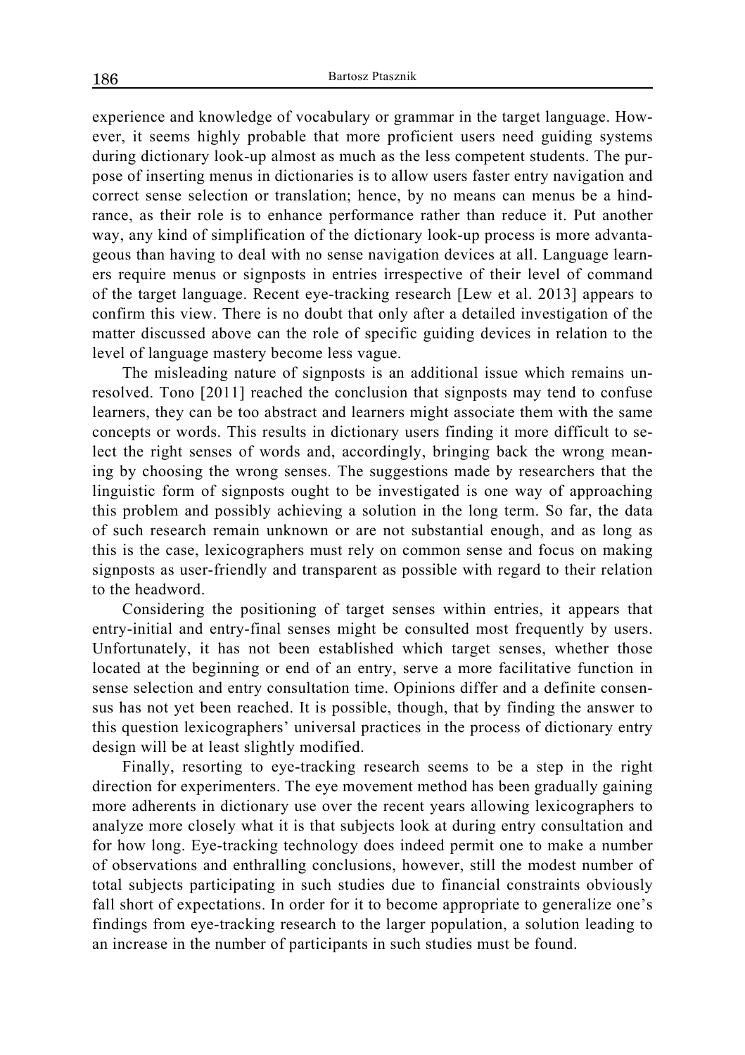experience and knowledge of vocabulary or grammar in the target language. However, it seems highly probable that more proficient users need guiding systems during dictionary look-up almost as much as the less competent students. The purpose of inserting menus in dictionaries is to allow users faster entry navigation and correct sense selection or translation; hence, by no means can menus be a hindrance, as their role is to enhance performance rather than reduce it. Put another way, any kind of simplification of the dictionary look-up process is more advantageous than having to deal with no sense navigation devices at all. Language learners require menus or signposts in entries irrespective of their level of command of the target language. Recent eye-tracking research [Lew et al. 2013] appears to confirm this view. There is no doubt that only after a detailed investigation of the matter discussed above can the role of specific guiding devices in relation to the level of language mastery become less vague.

The misleading nature of signposts is an additional issue which remains unresolved. Tono [2011] reached the conclusion that signposts may tend to confuse learners, they can be too abstract and learners might associate them with the same concepts or words. This results in dictionary users finding it more difficult to select the right senses of words and, accordingly, bringing back the wrong meaning by choosing the wrong senses. The suggestions made by researchers that the linguistic form of signposts ought to be investigated is one way of approaching this problem and possibly achieving a solution in the long term. So far, the data of such research remain unknown or are not substantial enough, and as long as this is the case, lexicographers must rely on common sense and focus on making signposts as user-friendly and transparent as possible with regard to their relation to the headword.

Considering the positioning of target senses within entries, it appears that entry-initial and entry-final senses might be consulted most frequently by users. Unfortunately, it has not been established which target senses, whether those located at the beginning or end of an entry, serve a more facilitative function in sense selection and entry consultation time. Opinions differ and a definite consensus has not yet been reached. It is possible, though, that by finding the answer to this question lexicographers' universal practices in the process of dictionary entry design will be at least slightly modified.

Finally, resorting to eye-tracking research seems to be a step in the right direction for experimenters. The eye movement method has been gradually gaining more adherents in dictionary use over the recent years allowing lexicographers to analyze more closely what it is that subjects look at during entry consultation and for how long. Eye-tracking technology does indeed permit one to make a number of observations and enthralling conclusions, however, still the modest number of total subjects participating in such studies due to financial constraints obviously fall short of expectations. In order for it to become appropriate to generalize one's findings from eye-tracking research to the larger population, a solution leading to an increase in the number of participants in such studies must be found.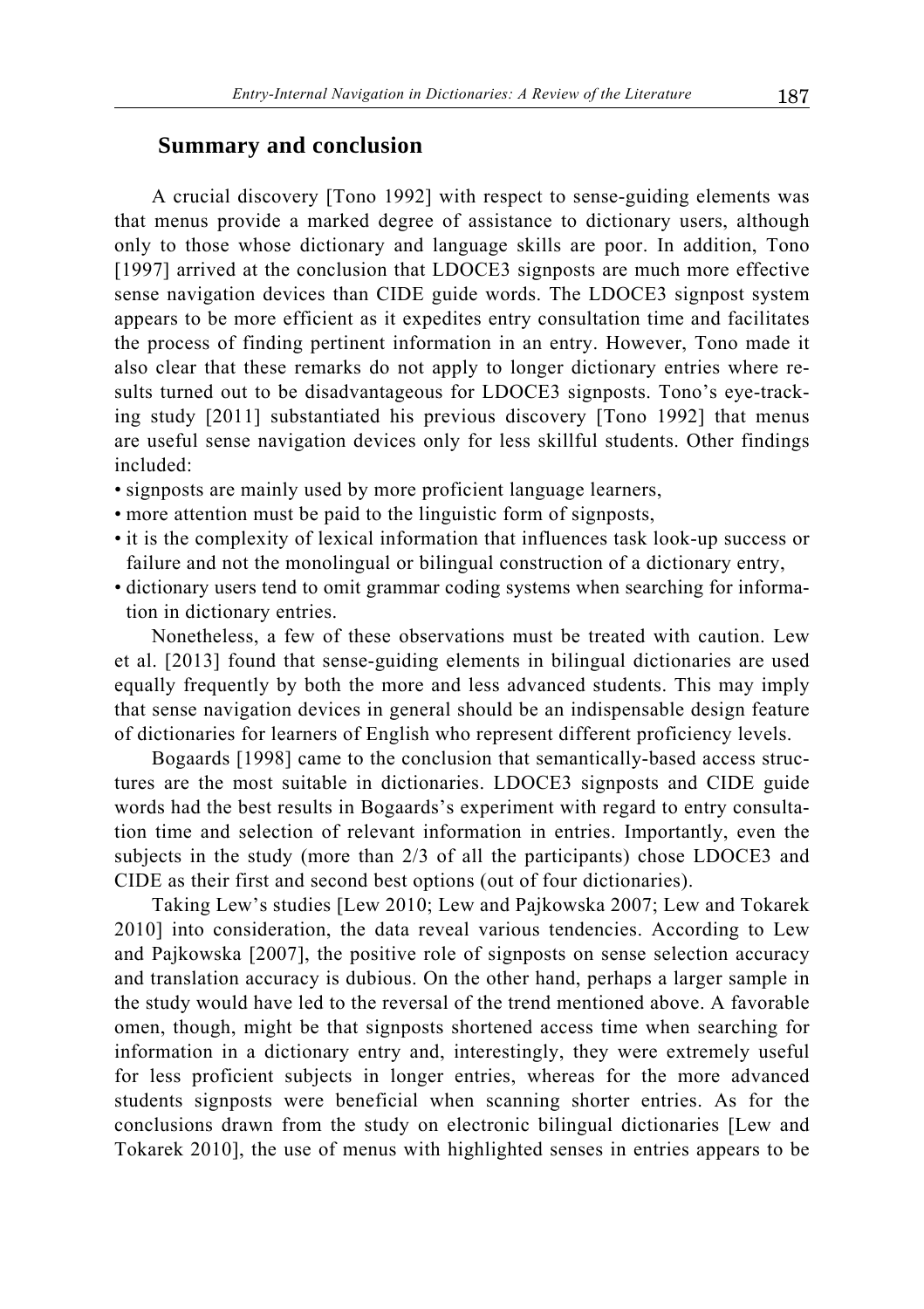## Summary and conclusion

A crucial discovery [Tono 1992] with respect to sense-guiding elements was that menus provide a marked degree of assistance to dictionary users, although only to those whose dictionary and language skills are poor. In addition, Tono [1997] arrived at the conclusion that LDOCE3 signposts are much more effective sense navigation devices than CIDE guide words. The LDOCE3 signpost system appears to be more efficient as it expedites entry consultation time and facilitates the process of finding pertinent information in an entry. However, Tono made it also clear that these remarks do not apply to longer dictionary entries where results turned out to be disadvantageous for LDOCE3 signposts. Tono's eye-tracking study [2011] substantiated his previous discovery [Tono 1992] that menus are useful sense navigation devices only for less skillful students. Other findings included:

- signposts are mainly used by more proficient language learners,
- more attention must be paid to the linguistic form of signposts,
- it is the complexity of lexical information that influences task look-up success or failure and not the monolingual or bilingual construction of a dictionary entry,
- dictionary users tend to omit grammar coding systems when searching for information in dictionary entries.

Nonetheless, a few of these observations must be treated with caution. Lew et al. [2013] found that sense-guiding elements in bilingual dictionaries are used equally frequently by both the more and less advanced students. This may imply that sense navigation devices in general should be an indispensable design feature of dictionaries for learners of English who represent different proficiency levels.

Bogaards [1998] came to the conclusion that semantically-based access structures are the most suitable in dictionaries. LDOCE3 signposts and CIDE guide words had the best results in Bogaards's experiment with regard to entry consultation time and selection of relevant information in entries. Importantly, even the subjects in the study (more than 2/3 of all the participants) chose LDOCE3 and CIDE as their first and second best options (out of four dictionaries).

Taking Lew's studies [Lew 2010; Lew and Pajkowska 2007; Lew and Tokarek 2010] into consideration, the data reveal various tendencies. According to Lew and Pajkowska [2007], the positive role of signposts on sense selection accuracy and translation accuracy is dubious. On the other hand, perhaps a larger sample in the study would have led to the reversal of the trend mentioned above. A favorable omen, though, might be that signposts shortened access time when searching for information in a dictionary entry and, interestingly, they were extremely useful for less proficient subjects in longer entries, whereas for the more advanced students signposts were beneficial when scanning shorter entries. As for the conclusions drawn from the study on electronic bilingual dictionaries [Lew and Tokarek 2010], the use of menus with highlighted senses in entries appears to be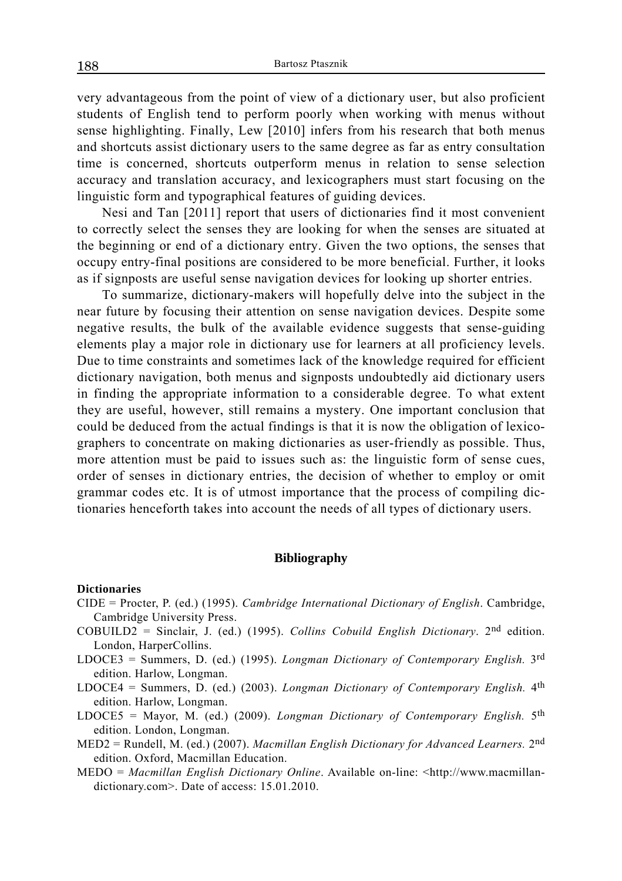very advantageous from the point of view of a dictionary user, but also proficient students of English tend to perform poorly when working with menus without sense highlighting. Finally, Lew [2010] infers from his research that both menus and shortcuts assist dictionary users to the same degree as far as entry consultation time is concerned, shortcuts outperform menus in relation to sense selection accuracy and translation accuracy, and lexicographers must start focusing on the linguistic form and typographical features of guiding devices.

Nesi and Tan [2011] report that users of dictionaries find it most convenient to correctly select the senses they are looking for when the senses are situated at the beginning or end of a dictionary entry. Given the two options, the senses that occupy entry-final positions are considered to be more beneficial. Further, it looks as if signposts are useful sense navigation devices for looking up shorter entries.

To summarize, dictionary-makers will hopefully delve into the subject in the near future by focusing their attention on sense navigation devices. Despite some negative results, the bulk of the available evidence suggests that sense-guiding elements play a major role in dictionary use for learners at all proficiency levels. Due to time constraints and sometimes lack of the knowledge required for efficient dictionary navigation, both menus and signposts undoubtedly aid dictionary users in finding the appropriate information to a considerable degree. To what extent they are useful, however, still remains a mystery. One important conclusion that could be deduced from the actual findings is that it is now the obligation of lexicographers to concentrate on making dictionaries as user-friendly as possible. Thus, more attention must be paid to issues such as: the linguistic form of sense cues, order of senses in dictionary entries, the decision of whether to employ or omit grammar codes etc. It is of utmost importance that the process of compiling dictionaries henceforth takes into account the needs of all types of dictionary users.

## Bibliography

**Dictionaries**

CIDE = Procter, P. (ed.) (1995). *Cambridge International Dictionary of English*. Cambridge, Cambridge University Press.

COBUILD2 = Sinclair, J. (ed.) (1995). *Collins Cobuild English Dictionary*. 2nd edition. London, HarperCollins.

LDOCE3 = Summers, D. (ed.) (1995). *Longman Dictionary of Contemporary English.* 3rd edition. Harlow, Longman.

LDOCE4 = Summers, D. (ed.) (2003). *Longman Dictionary of Contemporary English.* 4th edition. Harlow, Longman.

LDOCE5 = Mayor, M. (ed.) (2009). *Longman Dictionary of Contemporary English.* 5th edition. London, Longman.

MED2 = Rundell, M. (ed.) (2007). *Macmillan English Dictionary for Advanced Learners.* 2nd edition. Oxford, Macmillan Education.

MEDO = *Macmillan English Dictionary Online*. Available on-line: <http://www.macmillandictionary.com>. Date of access: 15.01.2010.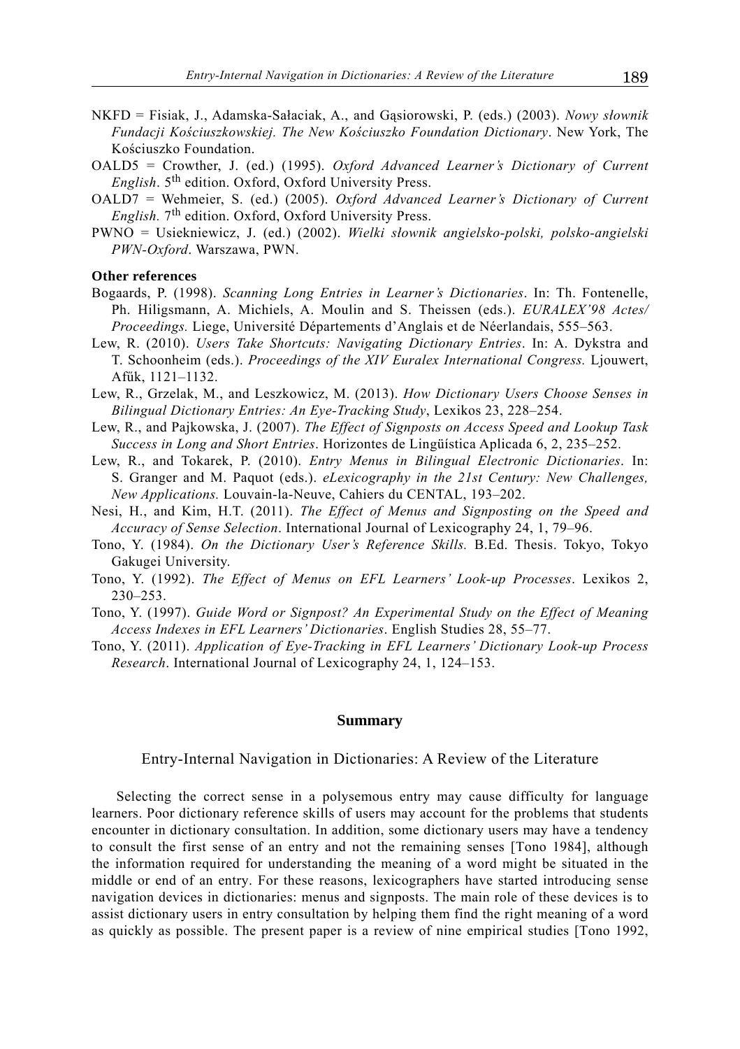NKFD = Fisiak, J., Adamska-Sałaciak, A., and Gąsiorowski, P. (eds.) (2003). *Nowy słownik Fundacji Kościuszkowskiej. The New Kościuszko Foundation Dictionary*. New York, The Kościuszko Foundation.

OALD5 = Crowther, J. (ed.) (1995). *Oxford Advanced Learner's Dictionary of Current English*. 5th edition. Oxford, Oxford University Press.

OALD7 = Wehmeier, S. (ed.) (2005). *Oxford Advanced Learner's Dictionary of Current English.* 7th edition. Oxford, Oxford University Press.

PWNO = Usiekniewicz, J. (ed.) (2002). *Wielki słownik angielsko-polski, polsko-angielski PWN-Oxford*. Warszawa, PWN.

**Other references**

Bogaards, P. (1998). *Scanning Long Entries in Learner's Dictionaries*. In: Th. Fontenelle, Ph. Hiligsmann, A. Michiels, A. Moulin and S. Theissen (eds.). *EURALEX'98 Actes/ Proceedings.* Liege, Université Départements d'Anglais et de Néerlandais, 555–563.

Lew, R. (2010). *Users Take Shortcuts: Navigating Dictionary Entries*. In: A. Dykstra and T. Schoonheim (eds.). *Proceedings of the XIV Euralex International Congress.* Ljouwert, Afűk, 1121–1132.

Lew, R., Grzelak, M., and Leszkowicz, M. (2013). *How Dictionary Users Choose Senses in Bilingual Dictionary Entries: An Eye-Tracking Study*, Lexikos 23, 228–254.

Lew, R., and Pajkowska, J. (2007). *The Effect of Signposts on Access Speed and Lookup Task Success in Long and Short Entries*. Horizontes de Lingüística Aplicada 6, 2, 235–252.

Lew, R., and Tokarek, P. (2010). *Entry Menus in Bilingual Electronic Dictionaries*. In: S. Granger and M. Paquot (eds.). *eLexicography in the 21st Century: New Challenges, New Applications.* Louvain-la-Neuve, Cahiers du CENTAL, 193–202.

Nesi, H., and Kim, H.T. (2011). *The Effect of Menus and Signposting on the Speed and Accuracy of Sense Selection*. International Journal of Lexicography 24, 1, 79–96.

Tono, Y. (1984). *On the Dictionary User's Reference Skills.* B.Ed. Thesis. Tokyo, Tokyo Gakugei University.

Tono, Y. (1992). *The Effect of Menus on EFL Learners' Look-up Processes*. Lexikos 2, 230–253.

Tono, Y. (1997). *Guide Word or Signpost? An Experimental Study on the Effect of Meaning Access Indexes in EFL Learners' Dictionaries*. English Studies 28, 55–77.

Tono, Y. (2011). *Application of Eye-Tracking in EFL Learners' Dictionary Look-up Process Research*. International Journal of Lexicography 24, 1, 124–153.

## Summary

### Entry-Internal Navigation in Dictionaries: A Review of the Literature

Selecting the correct sense in a polysemous entry may cause difficulty for language learners. Poor dictionary reference skills of users may account for the problems that students encounter in dictionary consultation. In addition, some dictionary users may have a tendency to consult the first sense of an entry and not the remaining senses [Tono 1984], although the information required for understanding the meaning of a word might be situated in the middle or end of an entry. For these reasons, lexicographers have started introducing sense navigation devices in dictionaries: menus and signposts. The main role of these devices is to assist dictionary users in entry consultation by helping them find the right meaning of a word as quickly as possible. The present paper is a review of nine empirical studies [Tono 1992,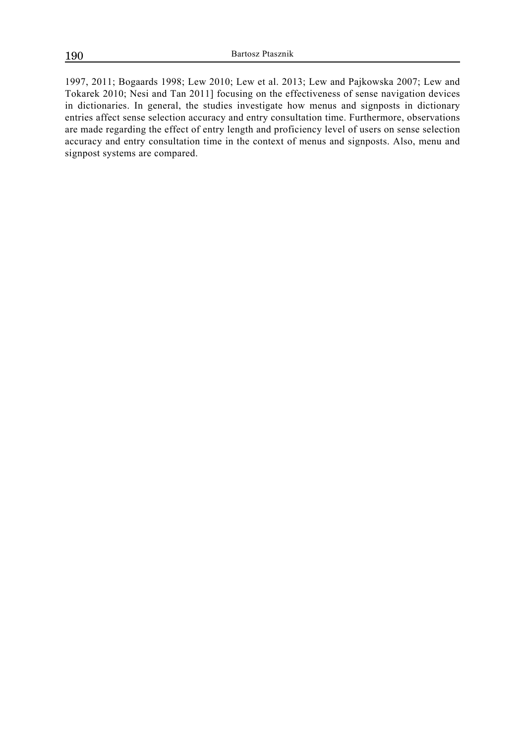1997, 2011; Bogaards 1998; Lew 2010; Lew et al. 2013; Lew and Pajkowska 2007; Lew and Tokarek 2010; Nesi and Tan 2011] focusing on the effectiveness of sense navigation devices in dictionaries. In general, the studies investigate how menus and signposts in dictionary entries affect sense selection accuracy and entry consultation time. Furthermore, observations are made regarding the effect of entry length and proficiency level of users on sense selection accuracy and entry consultation time in the context of menus and signposts. Also, menu and signpost systems are compared.